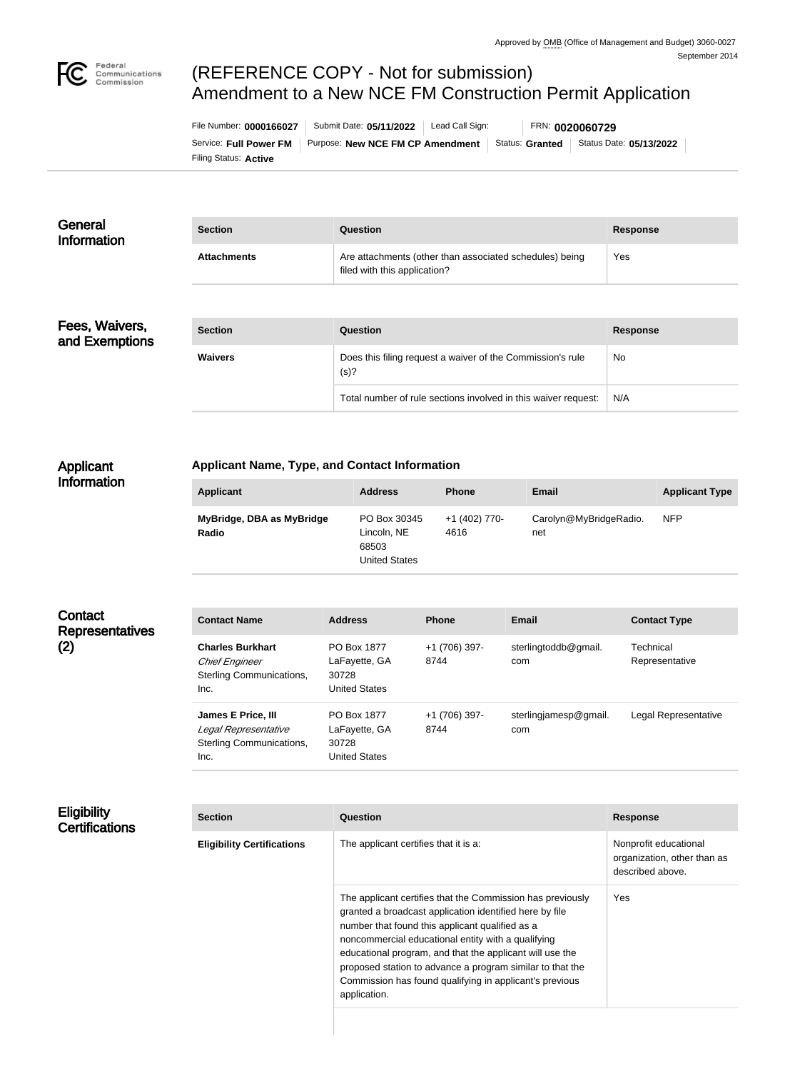Approved by OMB (Office of Management and Budget) 3060-0027
September 2014

# (REFERENCE COPY - Not for submission) Amendment to a New NCE FM Construction Permit Application

File Number: **0000166027** | Submit Date: **05/11/2022** | Lead Call Sign: | FRN: **0020060729**

Service: **Full Power FM** | Purpose: **New NCE FM CP Amendment** | Status: **Granted** | Status Date: **05/13/2022**

Filing Status: **Active**

## General Information

| Section | Question | Response |
| --- | --- | --- |
| **Attachments** | Are attachments (other than associated schedules) being filed with this application? | Yes |

## Fees, Waivers, and Exemptions

| Section | Question | Response |
| --- | --- | --- |
| **Waivers** | Does this filing request a waiver of the Commission's rule (s)? | No |
| | Total number of rule sections involved in this waiver request: | N/A |

## Applicant Information

### Applicant Name, Type, and Contact Information

| Applicant | Address | Phone | Email | Applicant Type |
| --- | --- | --- | --- | --- |
| **MyBridge, DBA as MyBridge Radio** | PO Box 30345<br>Lincoln, NE 68503<br>United States | +1 (402) 770-4616 | Carolyn@MyBridgeRadio.net | NFP |

## Contact Representatives (2)

| Contact Name | Address | Phone | Email | Contact Type |
| --- | --- | --- | --- | --- |
| **Charles Burkhart**<br>*Chief Engineer*<br>Sterling Communications, Inc. | PO Box 1877<br>LaFayette, GA 30728<br>United States | +1 (706) 397-8744 | sterlingtoddb@gmail.com | Technical Representative |
| **James E Price, III**<br>*Legal Representative*<br>Sterling Communications, Inc. | PO Box 1877<br>LaFayette, GA 30728<br>United States | +1 (706) 397-8744 | sterlingjamesp@gmail.com | Legal Representative |

## Eligibility Certifications

| Section | Question | Response |
| --- | --- | --- |
| **Eligibility Certifications** | The applicant certifies that it is a: | Nonprofit educational organization, other than as described above. |
| | The applicant certifies that the Commission has previously granted a broadcast application identified here by file number that found this applicant qualified as a noncommercial educational entity with a qualifying educational program, and that the applicant will use the proposed station to advance a program similar to that the Commission has found qualifying in applicant's previous application. | Yes |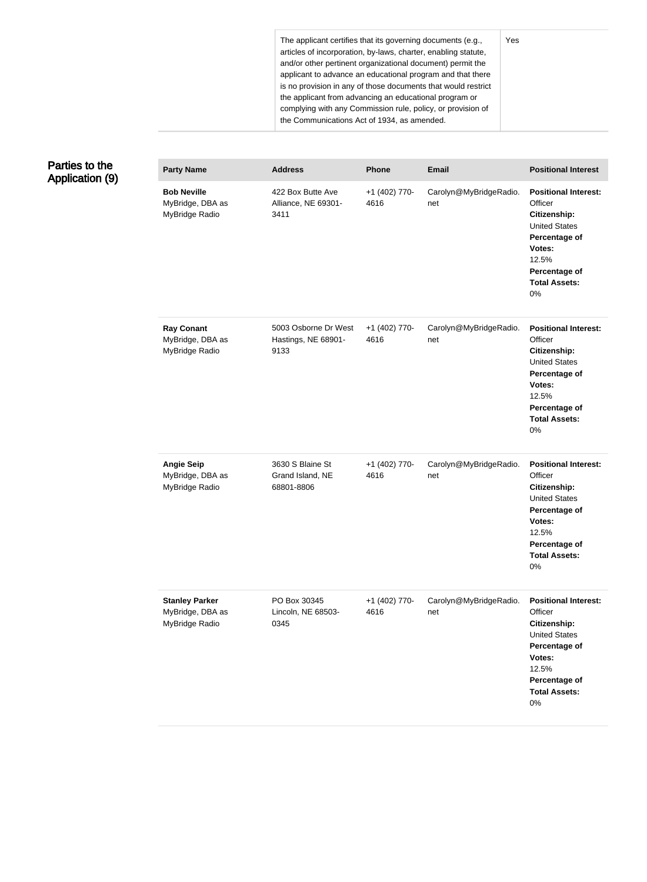| | |
|---|---|
| The applicant certifies that its governing documents (e.g., articles of incorporation, by-laws, charter, enabling statute, and/or other pertinent organizational document) permit the applicant to advance an educational program and that there is no provision in any of those documents that would restrict the applicant from advancing an educational program or complying with any Commission rule, policy, or provision of the Communications Act of 1934, as amended. | Yes |

## Parties to the Application (9)

| Party Name | Address | Phone | Email | Positional Interest |
|---|---|---|---|---|
| **Bob Neville** MyBridge, DBA as MyBridge Radio | 422 Box Butte Ave Alliance, NE 69301-3411 | +1 (402) 770-4616 | Carolyn@MyBridgeRadio.net | **Positional Interest:** Officer **Citizenship:** United States **Percentage of Votes:** 12.5% **Percentage of Total Assets:** 0% |
| **Ray Conant** MyBridge, DBA as MyBridge Radio | 5003 Osborne Dr West Hastings, NE 68901-9133 | +1 (402) 770-4616 | Carolyn@MyBridgeRadio.net | **Positional Interest:** Officer **Citizenship:** United States **Percentage of Votes:** 12.5% **Percentage of Total Assets:** 0% |
| **Angie Seip** MyBridge, DBA as MyBridge Radio | 3630 S Blaine St Grand Island, NE 68801-8806 | +1 (402) 770-4616 | Carolyn@MyBridgeRadio.net | **Positional Interest:** Officer **Citizenship:** United States **Percentage of Votes:** 12.5% **Percentage of Total Assets:** 0% |
| **Stanley Parker** MyBridge, DBA as MyBridge Radio | PO Box 30345 Lincoln, NE 68503-0345 | +1 (402) 770-4616 | Carolyn@MyBridgeRadio.net | **Positional Interest:** Officer **Citizenship:** United States **Percentage of Votes:** 12.5% **Percentage of Total Assets:** 0% |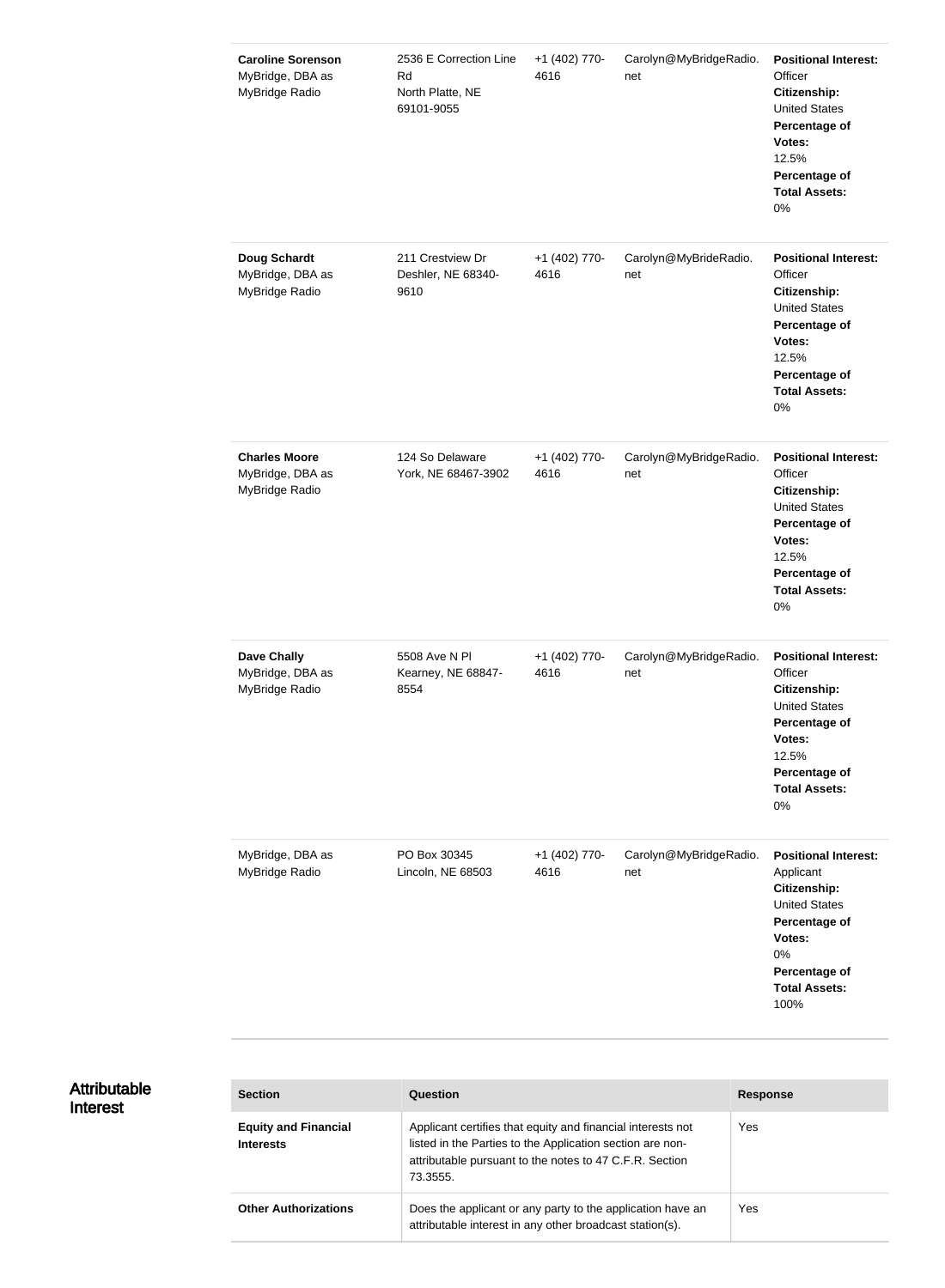| | | | | |
|---|---|---|---|---|
| **Caroline Sorenson** MyBridge, DBA as MyBridge Radio | 2536 E Correction Line Rd North Platte, NE 69101-9055 | +1 (402) 770-4616 | Carolyn@MyBridgeRadio.net | **Positional Interest:** Officer **Citizenship:** United States **Percentage of Votes:** 12.5% **Percentage of Total Assets:** 0% |
| **Doug Schardt** MyBridge, DBA as MyBridge Radio | 211 Crestview Dr Deshler, NE 68340-9610 | +1 (402) 770-4616 | Carolyn@MyBrideRadio.net | **Positional Interest:** Officer **Citizenship:** United States **Percentage of Votes:** 12.5% **Percentage of Total Assets:** 0% |
| **Charles Moore** MyBridge, DBA as MyBridge Radio | 124 So Delaware York, NE 68467-3902 | +1 (402) 770-4616 | Carolyn@MyBridgeRadio.net | **Positional Interest:** Officer **Citizenship:** United States **Percentage of Votes:** 12.5% **Percentage of Total Assets:** 0% |
| **Dave Chally** MyBridge, DBA as MyBridge Radio | 5508 Ave N Pl Kearney, NE 68847-8554 | +1 (402) 770-4616 | Carolyn@MyBridgeRadio.net | **Positional Interest:** Officer **Citizenship:** United States **Percentage of Votes:** 12.5% **Percentage of Total Assets:** 0% |
| MyBridge, DBA as MyBridge Radio | PO Box 30345 Lincoln, NE 68503 | +1 (402) 770-4616 | Carolyn@MyBridgeRadio.net | **Positional Interest:** Applicant **Citizenship:** United States **Percentage of Votes:** 0% **Percentage of Total Assets:** 100% |

## Attributable Interest

| Section | Question | Response |
|---|---|---|
| **Equity and Financial Interests** | Applicant certifies that equity and financial interests not listed in the Parties to the Application section are non-attributable pursuant to the notes to 47 C.F.R. Section 73.3555. | Yes |
| **Other Authorizations** | Does the applicant or any party to the application have an attributable interest in any other broadcast station(s). | Yes |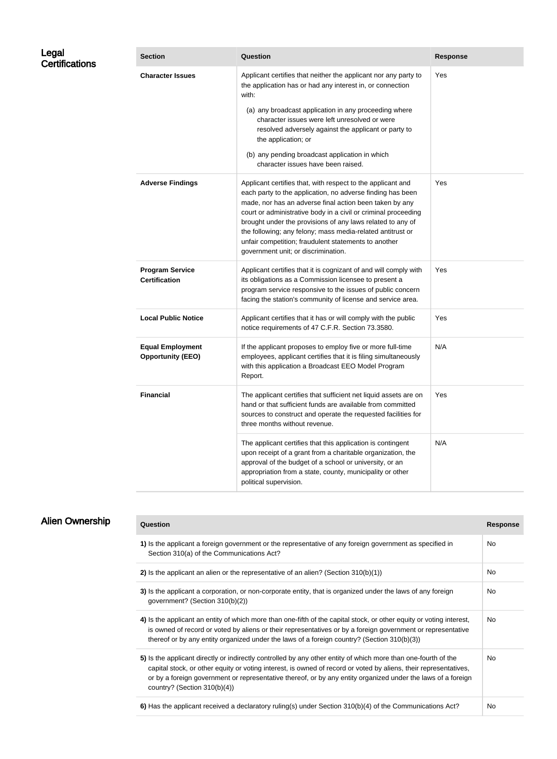## Legal Certifications

| Section | Question | Response |
| --- | --- | --- |
| **Character Issues** | Applicant certifies that neither the applicant nor any party to the application has or had any interest in, or connection with:<br>(a) any broadcast application in any proceeding where character issues were left unresolved or were resolved adversely against the applicant or party to the application; or<br>(b) any pending broadcast application in which character issues have been raised. | Yes |
| **Adverse Findings** | Applicant certifies that, with respect to the applicant and each party to the application, no adverse finding has been made, nor has an adverse final action been taken by any court or administrative body in a civil or criminal proceeding brought under the provisions of any laws related to any of the following; any felony; mass media-related antitrust or unfair competition; fraudulent statements to another government unit; or discrimination. | Yes |
| **Program Service Certification** | Applicant certifies that it is cognizant of and will comply with its obligations as a Commission licensee to present a program service responsive to the issues of public concern facing the station's community of license and service area. | Yes |
| **Local Public Notice** | Applicant certifies that it has or will comply with the public notice requirements of 47 C.F.R. Section 73.3580. | Yes |
| **Equal Employment Opportunity (EEO)** | If the applicant proposes to employ five or more full-time employees, applicant certifies that it is filing simultaneously with this application a Broadcast EEO Model Program Report. | N/A |
| **Financial** | The applicant certifies that sufficient net liquid assets are on hand or that sufficient funds are available from committed sources to construct and operate the requested facilities for three months without revenue. | Yes |
| | The applicant certifies that this application is contingent upon receipt of a grant from a charitable organization, the approval of the budget of a school or university, or an appropriation from a state, county, municipality or other political supervision. | N/A |

## Alien Ownership

| Question | Response |
| --- | --- |
| **1)** Is the applicant a foreign government or the representative of any foreign government as specified in Section 310(a) of the Communications Act? | No |
| **2)** Is the applicant an alien or the representative of an alien? (Section 310(b)(1)) | No |
| **3)** Is the applicant a corporation, or non-corporate entity, that is organized under the laws of any foreign government? (Section 310(b)(2)) | No |
| **4)** Is the applicant an entity of which more than one-fifth of the capital stock, or other equity or voting interest, is owned of record or voted by aliens or their representatives or by a foreign government or representative thereof or by any entity organized under the laws of a foreign country? (Section 310(b)(3)) | No |
| **5)** Is the applicant directly or indirectly controlled by any other entity of which more than one-fourth of the capital stock, or other equity or voting interest, is owned of record or voted by aliens, their representatives, or by a foreign government or representative thereof, or by any entity organized under the laws of a foreign country? (Section 310(b)(4)) | No |
| **6)** Has the applicant received a declaratory ruling(s) under Section 310(b)(4) of the Communications Act? | No |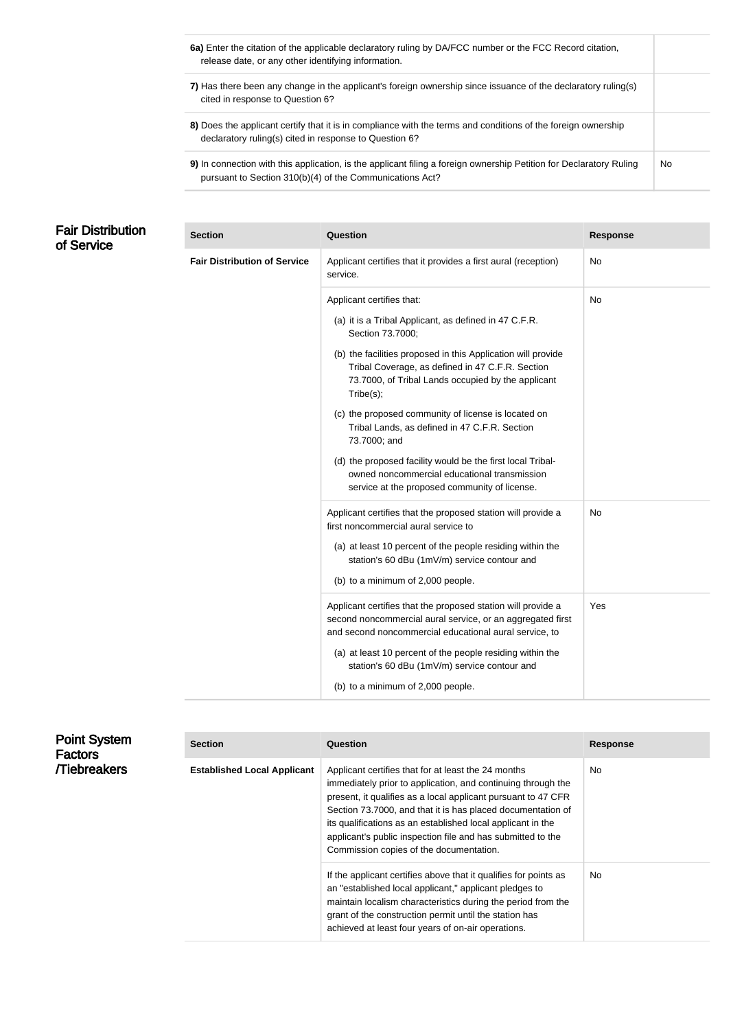| | |
|---|---|
| **6a)** Enter the citation of the applicable declaratory ruling by DA/FCC number or the FCC Record citation, release date, or any other identifying information. | |
| **7)** Has there been any change in the applicant's foreign ownership since issuance of the declaratory ruling(s) cited in response to Question 6? | |
| **8)** Does the applicant certify that it is in compliance with the terms and conditions of the foreign ownership declaratory ruling(s) cited in response to Question 6? | |
| **9)** In connection with this application, is the applicant filing a foreign ownership Petition for Declaratory Ruling pursuant to Section 310(b)(4) of the Communications Act? | No |

## Fair Distribution of Service

| Section | Question | Response |
|---|---|---|
| **Fair Distribution of Service** | Applicant certifies that it provides a first aural (reception) service. | No |
| | Applicant certifies that: (a) it is a Tribal Applicant, as defined in 47 C.F.R. Section 73.7000; (b) the facilities proposed in this Application will provide Tribal Coverage, as defined in 47 C.F.R. Section 73.7000, of Tribal Lands occupied by the applicant Tribe(s); (c) the proposed community of license is located on Tribal Lands, as defined in 47 C.F.R. Section 73.7000; and (d) the proposed facility would be the first local Tribal-owned noncommercial educational transmission service at the proposed community of license. | No |
| | Applicant certifies that the proposed station will provide a first noncommercial aural service to (a) at least 10 percent of the people residing within the station's 60 dBu (1mV/m) service contour and (b) to a minimum of 2,000 people. | No |
| | Applicant certifies that the proposed station will provide a second noncommercial aural service, or an aggregated first and second noncommercial educational aural service, to (a) at least 10 percent of the people residing within the station's 60 dBu (1mV/m) service contour and (b) to a minimum of 2,000 people. | Yes |

## Point System Factors /Tiebreakers

| Section | Question | Response |
|---|---|---|
| **Established Local Applicant** | Applicant certifies that for at least the 24 months immediately prior to application, and continuing through the present, it qualifies as a local applicant pursuant to 47 CFR Section 73.7000, and that it is has placed documentation of its qualifications as an established local applicant in the applicant's public inspection file and has submitted to the Commission copies of the documentation. | No |
| | If the applicant certifies above that it qualifies for points as an "established local applicant," applicant pledges to maintain localism characteristics during the period from the grant of the construction permit until the station has achieved at least four years of on-air operations. | No |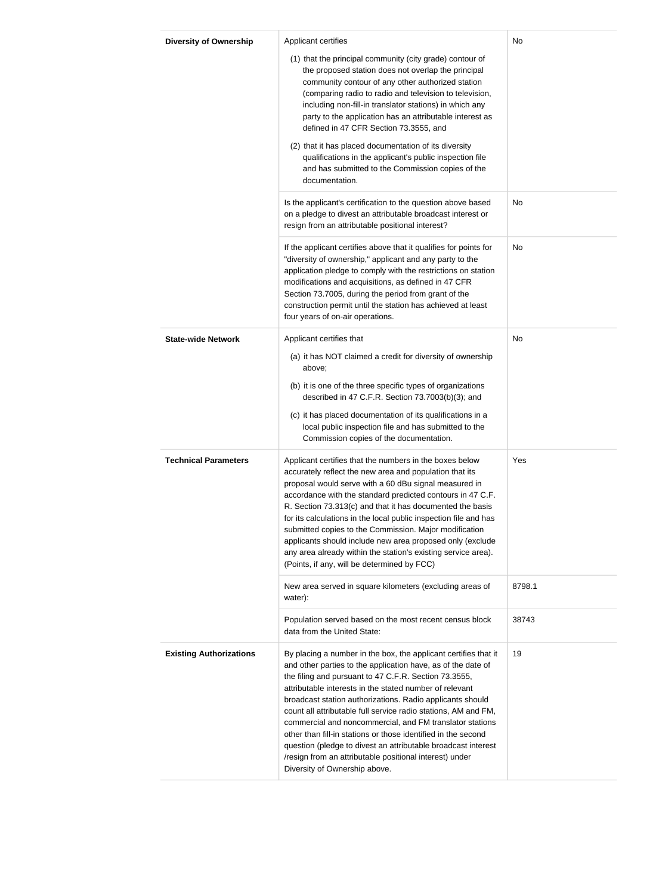| | | |
|---|---|---|
| **Diversity of Ownership** | Applicant certifies<br>(1) that the principal community (city grade) contour of the proposed station does not overlap the principal community contour of any other authorized station (comparing radio to radio and television to television, including non-fill-in translator stations) in which any party to the application has an attributable interest as defined in 47 CFR Section 73.3555, and<br>(2) that it has placed documentation of its diversity qualifications in the applicant's public inspection file and has submitted to the Commission copies of the documentation. | No |
| | Is the applicant's certification to the question above based on a pledge to divest an attributable broadcast interest or resign from an attributable positional interest? | No |
| | If the applicant certifies above that it qualifies for points for "diversity of ownership," applicant and any party to the application pledge to comply with the restrictions on station modifications and acquisitions, as defined in 47 CFR Section 73.7005, during the period from grant of the construction permit until the station has achieved at least four years of on-air operations. | No |
| **State-wide Network** | Applicant certifies that<br>(a) it has NOT claimed a credit for diversity of ownership above;<br>(b) it is one of the three specific types of organizations described in 47 C.F.R. Section 73.7003(b)(3); and<br>(c) it has placed documentation of its qualifications in a local public inspection file and has submitted to the Commission copies of the documentation. | No |
| **Technical Parameters** | Applicant certifies that the numbers in the boxes below accurately reflect the new area and population that its proposal would serve with a 60 dBu signal measured in accordance with the standard predicted contours in 47 C.F. R. Section 73.313(c) and that it has documented the basis for its calculations in the local public inspection file and has submitted copies to the Commission. Major modification applicants should include new area proposed only (exclude any area already within the station's existing service area). (Points, if any, will be determined by FCC) | Yes |
| | New area served in square kilometers (excluding areas of water): | 8798.1 |
| | Population served based on the most recent census block data from the United State: | 38743 |
| **Existing Authorizations** | By placing a number in the box, the applicant certifies that it and other parties to the application have, as of the date of the filing and pursuant to 47 C.F.R. Section 73.3555, attributable interests in the stated number of relevant broadcast station authorizations. Radio applicants should count all attributable full service radio stations, AM and FM, commercial and noncommercial, and FM translator stations other than fill-in stations or those identified in the second question (pledge to divest an attributable broadcast interest /resign from an attributable positional interest) under Diversity of Ownership above. | 19 |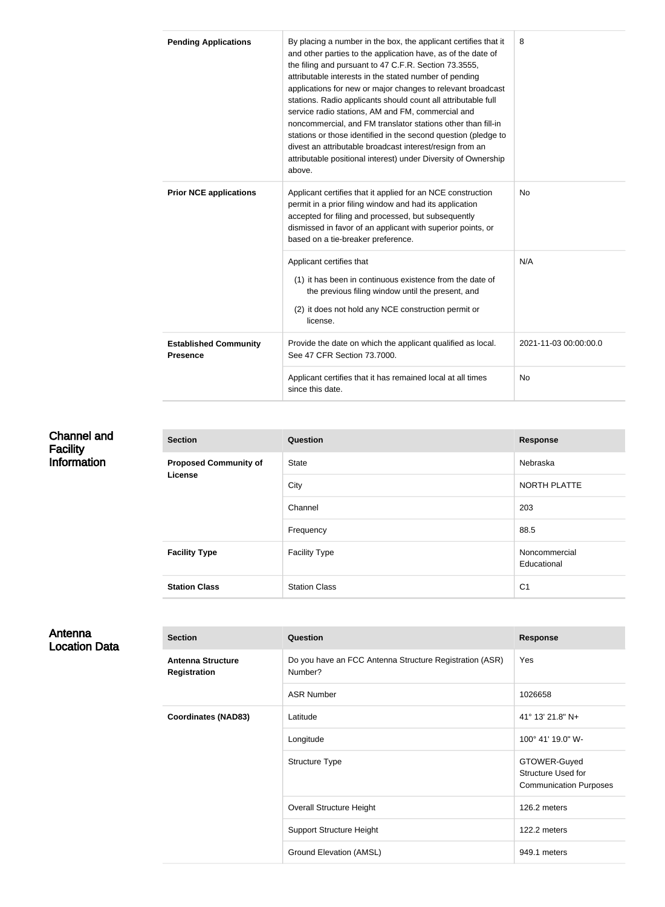| | | |
|---|---|---|
| **Pending Applications** | By placing a number in the box, the applicant certifies that it and other parties to the application have, as of the date of the filing and pursuant to 47 C.F.R. Section 73.3555, attributable interests in the stated number of pending applications for new or major changes to relevant broadcast stations. Radio applicants should count all attributable full service radio stations, AM and FM, commercial and noncommercial, and FM translator stations other than fill-in stations or those identified in the second question (pledge to divest an attributable broadcast interest/resign from an attributable positional interest) under Diversity of Ownership above. | 8 |
| **Prior NCE applications** | Applicant certifies that it applied for an NCE construction permit in a prior filing window and had its application accepted for filing and processed, but subsequently dismissed in favor of an applicant with superior points, or based on a tie-breaker preference. | No |
| | Applicant certifies that<br>(1) it has been in continuous existence from the date of the previous filing window until the present, and<br>(2) it does not hold any NCE construction permit or license. | N/A |
| **Established Community Presence** | Provide the date on which the applicant qualified as local. See 47 CFR Section 73.7000. | 2021-11-03 00:00:00.0 |
| | Applicant certifies that it has remained local at all times since this date. | No |

## Channel and Facility Information

| Section | Question | Response |
|---|---|---|
| **Proposed Community of License** | State | Nebraska |
| | City | NORTH PLATTE |
| | Channel | 203 |
| | Frequency | 88.5 |
| **Facility Type** | Facility Type | Noncommercial Educational |
| **Station Class** | Station Class | C1 |

## Antenna Location Data

| Section | Question | Response |
|---|---|---|
| **Antenna Structure Registration** | Do you have an FCC Antenna Structure Registration (ASR) Number? | Yes |
| | ASR Number | 1026658 |
| **Coordinates (NAD83)** | Latitude | 41° 13' 21.8" N+ |
| | Longitude | 100° 41' 19.0" W- |
| | Structure Type | GTOWER-Guyed Structure Used for Communication Purposes |
| | Overall Structure Height | 126.2 meters |
| | Support Structure Height | 122.2 meters |
| | Ground Elevation (AMSL) | 949.1 meters |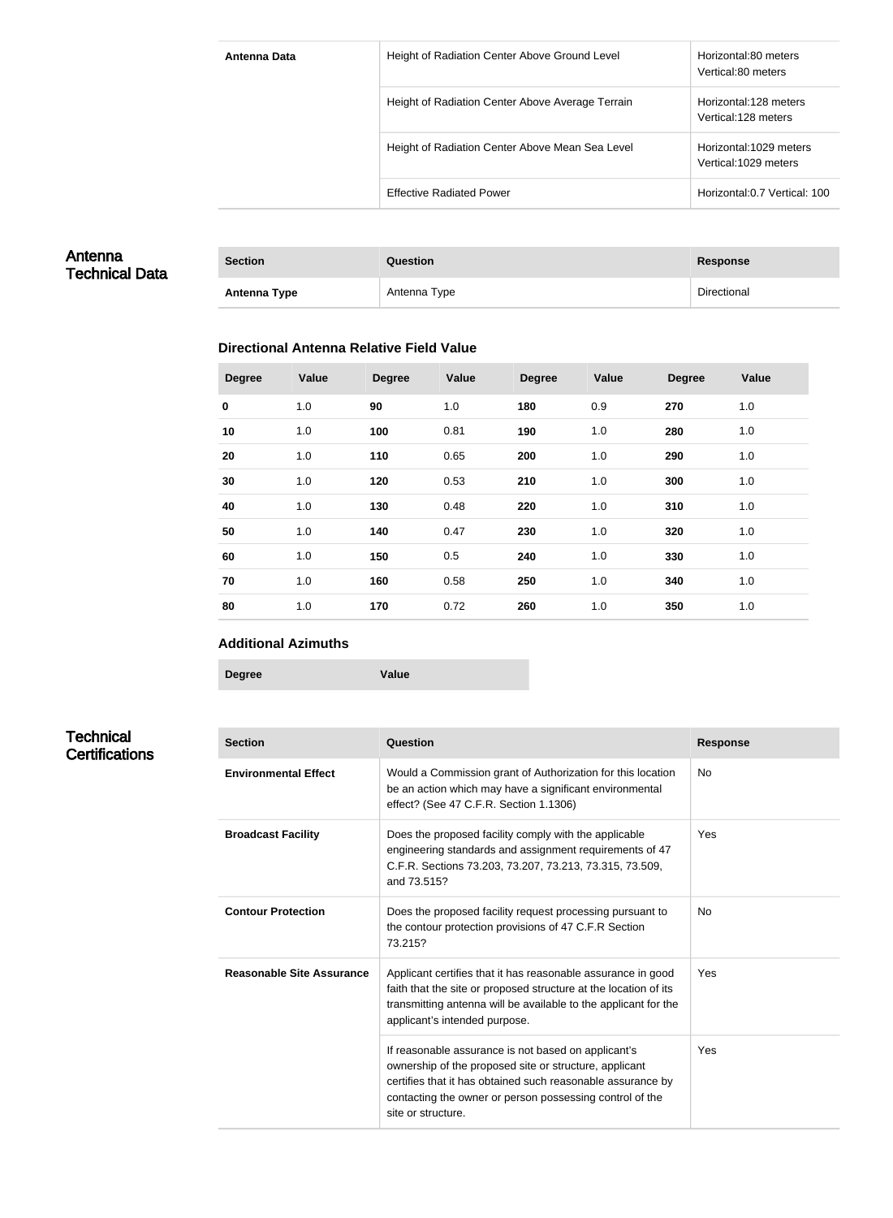| Antenna Data | Height of Radiation Center Above Ground Level | Horizontal:80 meters Vertical:80 meters |
|---|---|---|
| | Height of Radiation Center Above Average Terrain | Horizontal:128 meters Vertical:128 meters |
| | Height of Radiation Center Above Mean Sea Level | Horizontal:1029 meters Vertical:1029 meters |
| | Effective Radiated Power | Horizontal:0.7 Vertical: 100 |

## Antenna Technical Data

| Section | Question | Response |
|---|---|---|
| **Antenna Type** | Antenna Type | Directional |

### Directional Antenna Relative Field Value

| Degree | Value | Degree | Value | Degree | Value | Degree | Value |
|---|---|---|---|---|---|---|---|
| **0** | 1.0 | **90** | 1.0 | **180** | 0.9 | **270** | 1.0 |
| **10** | 1.0 | **100** | 0.81 | **190** | 1.0 | **280** | 1.0 |
| **20** | 1.0 | **110** | 0.65 | **200** | 1.0 | **290** | 1.0 |
| **30** | 1.0 | **120** | 0.53 | **210** | 1.0 | **300** | 1.0 |
| **40** | 1.0 | **130** | 0.48 | **220** | 1.0 | **310** | 1.0 |
| **50** | 1.0 | **140** | 0.47 | **230** | 1.0 | **320** | 1.0 |
| **60** | 1.0 | **150** | 0.5 | **240** | 1.0 | **330** | 1.0 |
| **70** | 1.0 | **160** | 0.58 | **250** | 1.0 | **340** | 1.0 |
| **80** | 1.0 | **170** | 0.72 | **260** | 1.0 | **350** | 1.0 |

### Additional Azimuths

| Degree | Value |
|---|---|

## Technical Certifications

| Section | Question | Response |
|---|---|---|
| **Environmental Effect** | Would a Commission grant of Authorization for this location be an action which may have a significant environmental effect? (See 47 C.F.R. Section 1.1306) | No |
| **Broadcast Facility** | Does the proposed facility comply with the applicable engineering standards and assignment requirements of 47 C.F.R. Sections 73.203, 73.207, 73.213, 73.315, 73.509, and 73.515? | Yes |
| **Contour Protection** | Does the proposed facility request processing pursuant to the contour protection provisions of 47 C.F.R Section 73.215? | No |
| **Reasonable Site Assurance** | Applicant certifies that it has reasonable assurance in good faith that the site or proposed structure at the location of its transmitting antenna will be available to the applicant for the applicant's intended purpose. | Yes |
| | If reasonable assurance is not based on applicant's ownership of the proposed site or structure, applicant certifies that it has obtained such reasonable assurance by contacting the owner or person possessing control of the site or structure. | Yes |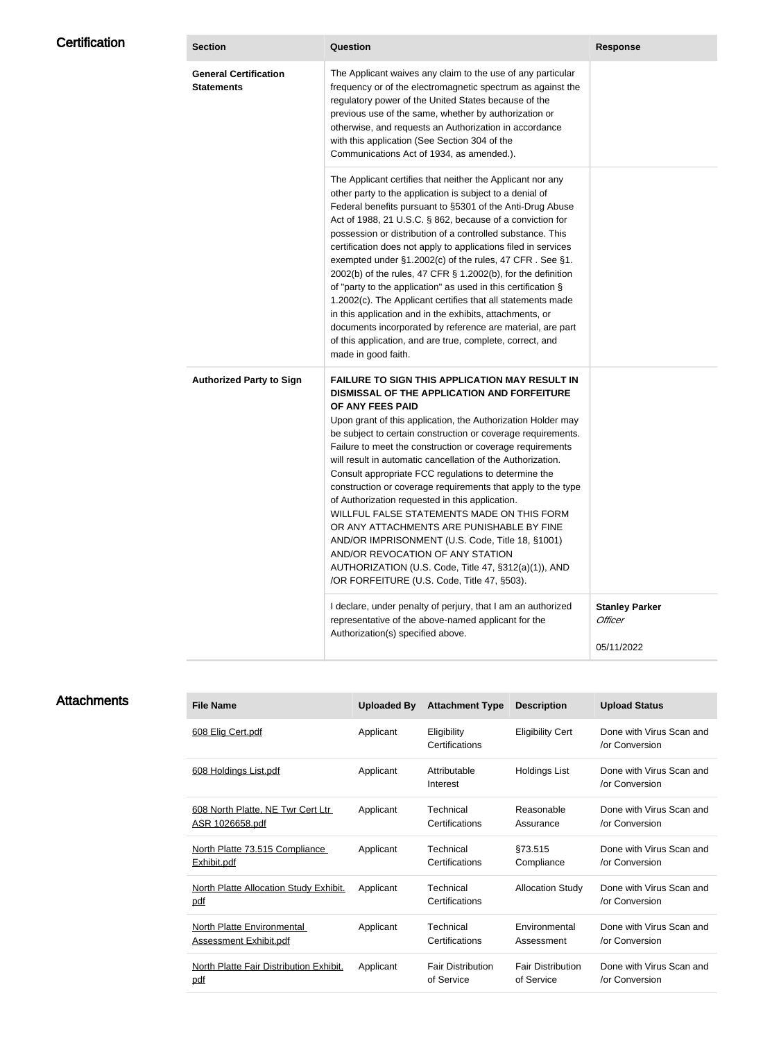## Certification

| Section | Question | Response |
| --- | --- | --- |
| **General Certification Statements** | The Applicant waives any claim to the use of any particular frequency or of the electromagnetic spectrum as against the regulatory power of the United States because of the previous use of the same, whether by authorization or otherwise, and requests an Authorization in accordance with this application (See Section 304 of the Communications Act of 1934, as amended.). | |
| | The Applicant certifies that neither the Applicant nor any other party to the application is subject to a denial of Federal benefits pursuant to §5301 of the Anti-Drug Abuse Act of 1988, 21 U.S.C. § 862, because of a conviction for possession or distribution of a controlled substance. This certification does not apply to applications filed in services exempted under §1.2002(c) of the rules, 47 CFR . See §1.2002(b) of the rules, 47 CFR § 1.2002(b), for the definition of "party to the application" as used in this certification § 1.2002(c). The Applicant certifies that all statements made in this application and in the exhibits, attachments, or documents incorporated by reference are material, are part of this application, and are true, complete, correct, and made in good faith. | |
| **Authorized Party to Sign** | **FAILURE TO SIGN THIS APPLICATION MAY RESULT IN DISMISSAL OF THE APPLICATION AND FORFEITURE OF ANY FEES PAID** Upon grant of this application, the Authorization Holder may be subject to certain construction or coverage requirements. Failure to meet the construction or coverage requirements will result in automatic cancellation of the Authorization. Consult appropriate FCC regulations to determine the construction or coverage requirements that apply to the type of Authorization requested in this application. WILLFUL FALSE STATEMENTS MADE ON THIS FORM OR ANY ATTACHMENTS ARE PUNISHABLE BY FINE AND/OR IMPRISONMENT (U.S. Code, Title 18, §1001) AND/OR REVOCATION OF ANY STATION AUTHORIZATION (U.S. Code, Title 47, §312(a)(1)), AND /OR FORFEITURE (U.S. Code, Title 47, §503). | |
| | I declare, under penalty of perjury, that I am an authorized representative of the above-named applicant for the Authorization(s) specified above. | **Stanley Parker** *Officer* 05/11/2022 |

## Attachments

| File Name | Uploaded By | Attachment Type | Description | Upload Status |
| --- | --- | --- | --- | --- |
| 608 Elig Cert.pdf | Applicant | Eligibility Certifications | Eligibility Cert | Done with Virus Scan and /or Conversion |
| 608 Holdings List.pdf | Applicant | Attributable Interest | Holdings List | Done with Virus Scan and /or Conversion |
| 608 North Platte, NE Twr Cert Ltr ASR 1026658.pdf | Applicant | Technical Certifications | Reasonable Assurance | Done with Virus Scan and /or Conversion |
| North Platte 73.515 Compliance Exhibit.pdf | Applicant | Technical Certifications | §73.515 Compliance | Done with Virus Scan and /or Conversion |
| North Platte Allocation Study Exhibit.pdf | Applicant | Technical Certifications | Allocation Study | Done with Virus Scan and /or Conversion |
| North Platte Environmental Assessment Exhibit.pdf | Applicant | Technical Certifications | Environmental Assessment | Done with Virus Scan and /or Conversion |
| North Platte Fair Distribution Exhibit.pdf | Applicant | Fair Distribution of Service | Fair Distribution of Service | Done with Virus Scan and /or Conversion |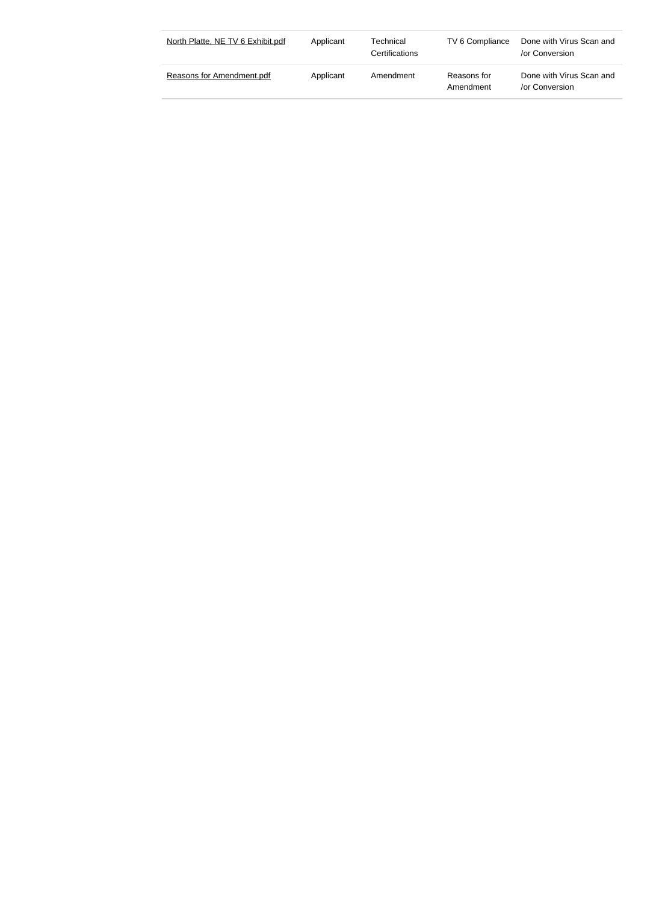| | | | | |
|---|---|---|---|---|
| North Platte, NE TV 6 Exhibit.pdf | Applicant | Technical Certifications | TV 6 Compliance | Done with Virus Scan and /or Conversion |
| Reasons for Amendment.pdf | Applicant | Amendment | Reasons for Amendment | Done with Virus Scan and /or Conversion |